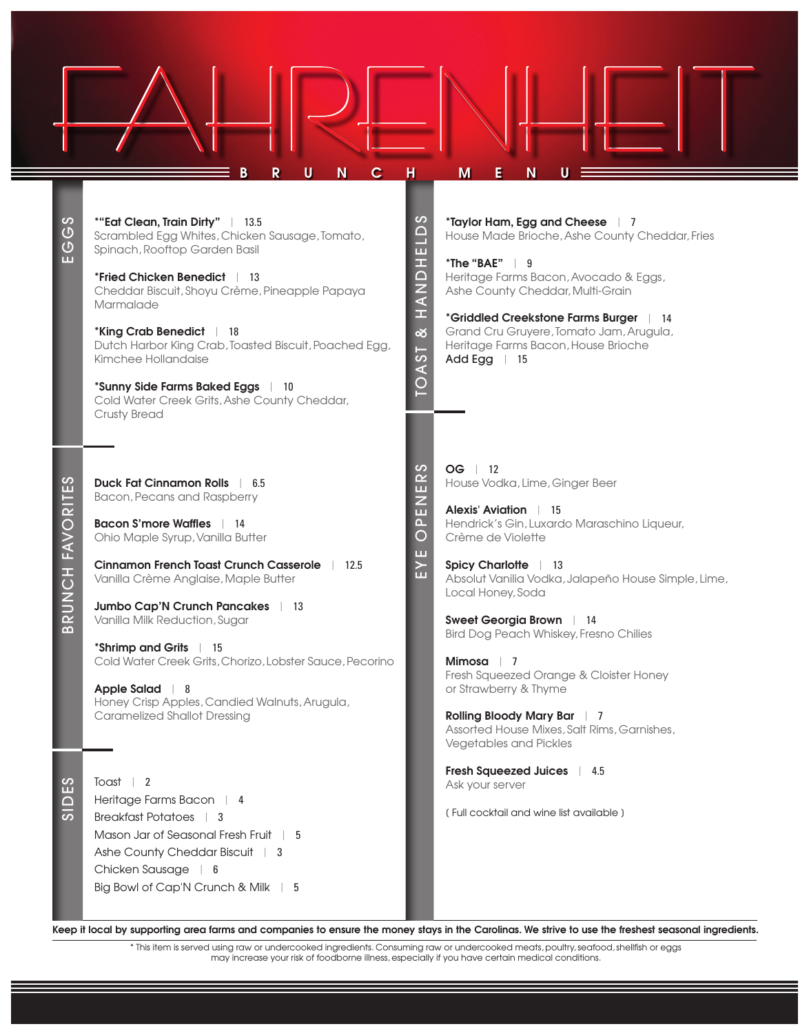# FAHRENHEIT

## BRUNCH MENU

## EGGS

**\*"Eat Clean, Train Dirty"** | 13.5
Scrambled Egg Whites, Chicken Sausage, Tomato, Spinach, Rooftop Garden Basil

**\*Fried Chicken Benedict** | 13
Cheddar Biscuit, Shoyu Crème, Pineapple Papaya Marmalade

**\*King Crab Benedict** | 18
Dutch Harbor King Crab, Toasted Biscuit, Poached Egg, Kimchee Hollandaise

**\*Sunny Side Farms Baked Eggs** | 10
Cold Water Creek Grits, Ashe County Cheddar, Crusty Bread

## BRUNCH FAVORITES

**Duck Fat Cinnamon Rolls** | 6.5
Bacon, Pecans and Raspberry

**Bacon S'more Waffles** | 14
Ohio Maple Syrup, Vanilla Butter

**Cinnamon French Toast Crunch Casserole** | 12.5
Vanilla Crème Anglaise, Maple Butter

**Jumbo Cap'N Crunch Pancakes** | 13
Vanilla Milk Reduction, Sugar

**\*Shrimp and Grits** | 15
Cold Water Creek Grits, Chorizo, Lobster Sauce, Pecorino

**Apple Salad** | 8
Honey Crisp Apples, Candied Walnuts, Arugula, Caramelized Shallot Dressing

## SIDES

- Toast | 2
- Heritage Farms Bacon | 4
- Breakfast Potatoes | 3
- Mason Jar of Seasonal Fresh Fruit | 5
- Ashe County Cheddar Biscuit | 3
- Chicken Sausage | 6
- Big Bowl of Cap'N Crunch & Milk | 5

## TOAST & HANDHELDS

**\*Taylor Ham, Egg and Cheese** | 7
House Made Brioche, Ashe County Cheddar, Fries

**\*The "BAE"** | 9
Heritage Farms Bacon, Avocado & Eggs, Ashe County Cheddar, Multi-Grain

**\*Griddled Creekstone Farms Burger** | 14
Grand Cru Gruyere, Tomato Jam, Arugula, Heritage Farms Bacon, House Brioche
Add Egg | 15

## EYE OPENERS

**OG** | 12
House Vodka, Lime, Ginger Beer

**Alexis' Aviation** | 15
Hendrick's Gin, Luxardo Maraschino Liqueur, Crème de Violette

**Spicy Charlotte** | 13
Absolut Vanilia Vodka, Jalapeño House Simple, Lime, Local Honey, Soda

**Sweet Georgia Brown** | 14
Bird Dog Peach Whiskey, Fresno Chilies

**Mimosa** | 7
Fresh Squeezed Orange & Cloister Honey or Strawberry & Thyme

**Rolling Bloody Mary Bar** | 7
Assorted House Mixes, Salt Rims, Garnishes, Vegetables and Pickles

**Fresh Squeezed Juices** | 4.5
Ask your server

( Full cocktail and wine list available )

---

**Keep it local by supporting area farms and companies to ensure the money stays in the Carolinas. We strive to use the freshest seasonal ingredients.**

\* This item is served using raw or undercooked ingredients. Consuming raw or undercooked meats, poultry, seafood, shellfish or eggs may increase your risk of foodborne illness, especially if you have certain medical conditions.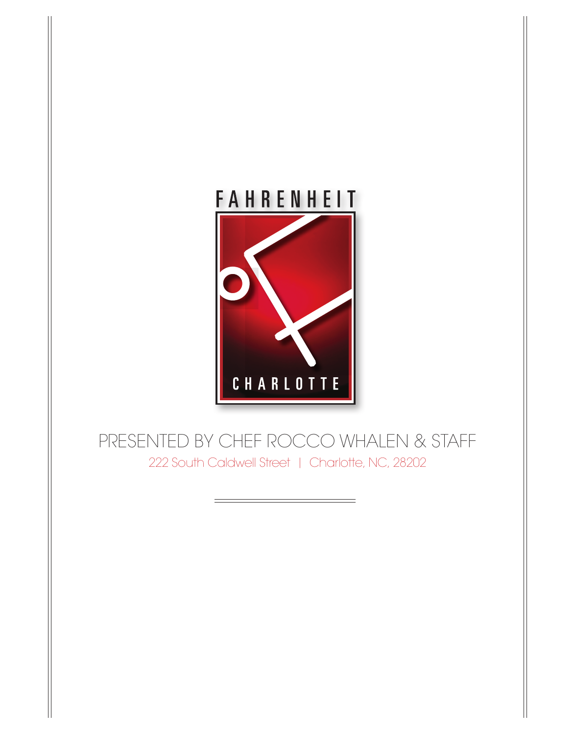FAHRENHEIT

CHARLOTTE

PRESENTED BY CHEF ROCCO WHALEN & STAFF

222 South Caldwell Street | Charlotte, NC, 28202